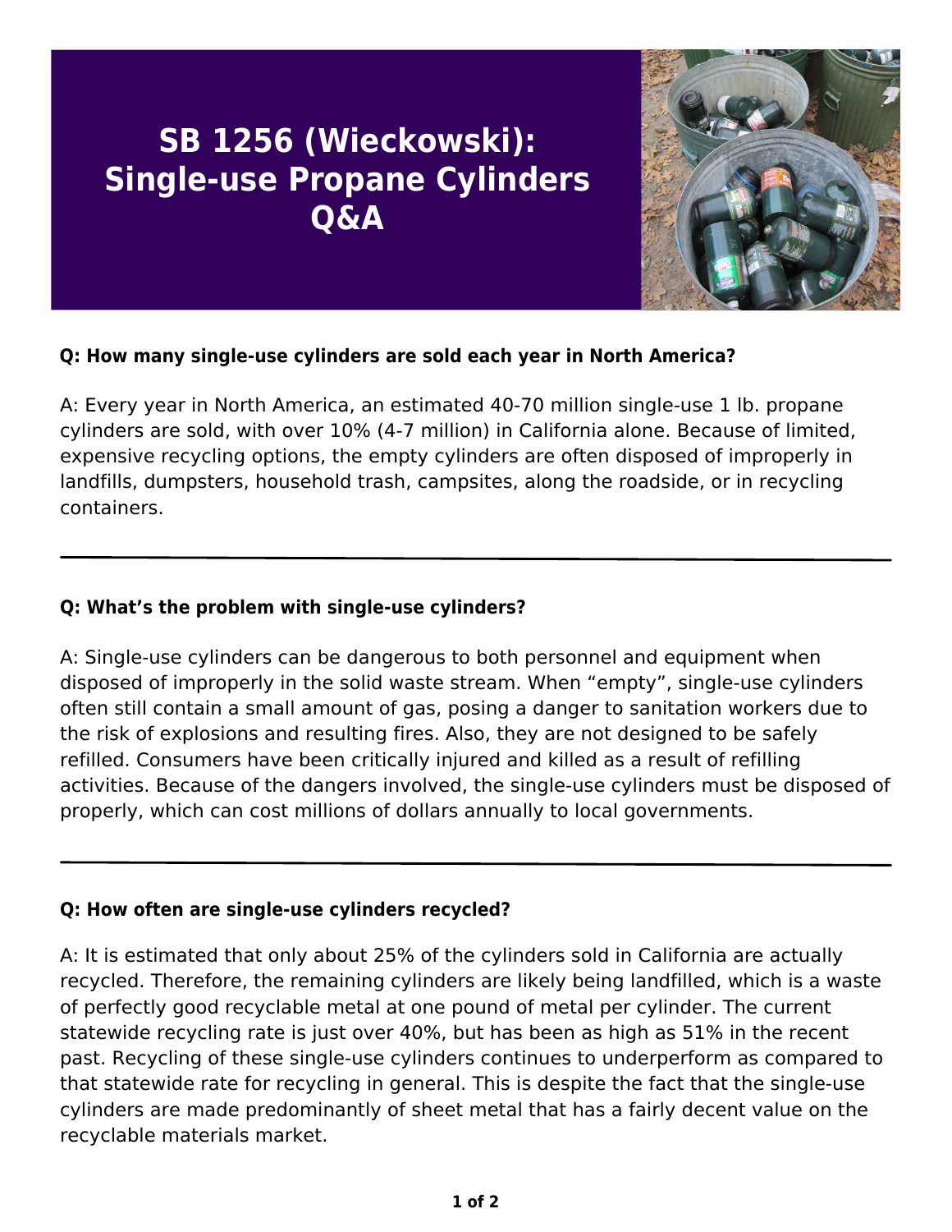# SB 1256 (Wieckowski): Single-use Propane Cylinders Q&A

**Q: How many single-use cylinders are sold each year in North America?**

A: Every year in North America, an estimated 40-70 million single-use 1 lb. propane cylinders are sold, with over 10% (4-7 million) in California alone. Because of limited, expensive recycling options, the empty cylinders are often disposed of improperly in landfills, dumpsters, household trash, campsites, along the roadside, or in recycling containers.

---

**Q: What's the problem with single-use cylinders?**

A: Single-use cylinders can be dangerous to both personnel and equipment when disposed of improperly in the solid waste stream. When "empty", single-use cylinders often still contain a small amount of gas, posing a danger to sanitation workers due to the risk of explosions and resulting fires. Also, they are not designed to be safely refilled. Consumers have been critically injured and killed as a result of refilling activities. Because of the dangers involved, the single-use cylinders must be disposed of properly, which can cost millions of dollars annually to local governments.

---

**Q: How often are single-use cylinders recycled?**

A: It is estimated that only about 25% of the cylinders sold in California are actually recycled. Therefore, the remaining cylinders are likely being landfilled, which is a waste of perfectly good recyclable metal at one pound of metal per cylinder. The current statewide recycling rate is just over 40%, but has been as high as 51% in the recent past. Recycling of these single-use cylinders continues to underperform as compared to that statewide rate for recycling in general. This is despite the fact that the single-use cylinders are made predominantly of sheet metal that has a fairly decent value on the recyclable materials market.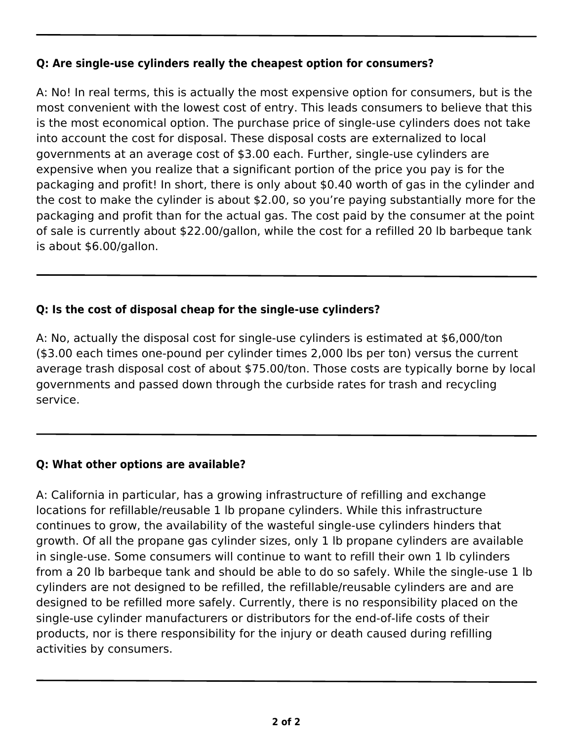---

**Q: Are single-use cylinders really the cheapest option for consumers?**

A: No! In real terms, this is actually the most expensive option for consumers, but is the most convenient with the lowest cost of entry. This leads consumers to believe that this is the most economical option. The purchase price of single-use cylinders does not take into account the cost for disposal. These disposal costs are externalized to local governments at an average cost of $3.00 each. Further, single-use cylinders are expensive when you realize that a significant portion of the price you pay is for the packaging and profit! In short, there is only about $0.40 worth of gas in the cylinder and the cost to make the cylinder is about $2.00, so you're paying substantially more for the packaging and profit than for the actual gas. The cost paid by the consumer at the point of sale is currently about $22.00/gallon, while the cost for a refilled 20 lb barbeque tank is about $6.00/gallon.

---

**Q: Is the cost of disposal cheap for the single-use cylinders?**

A: No, actually the disposal cost for single-use cylinders is estimated at $6,000/ton ($3.00 each times one-pound per cylinder times 2,000 lbs per ton) versus the current average trash disposal cost of about $75.00/ton. Those costs are typically borne by local governments and passed down through the curbside rates for trash and recycling service.

---

**Q: What other options are available?**

A: California in particular, has a growing infrastructure of refilling and exchange locations for refillable/reusable 1 lb propane cylinders. While this infrastructure continues to grow, the availability of the wasteful single-use cylinders hinders that growth. Of all the propane gas cylinder sizes, only 1 lb propane cylinders are available in single-use. Some consumers will continue to want to refill their own 1 lb cylinders from a 20 lb barbeque tank and should be able to do so safely. While the single-use 1 lb cylinders are not designed to be refilled, the refillable/reusable cylinders are and are designed to be refilled more safely. Currently, there is no responsibility placed on the single-use cylinder manufacturers or distributors for the end-of-life costs of their products, nor is there responsibility for the injury or death caused during refilling activities by consumers.

---